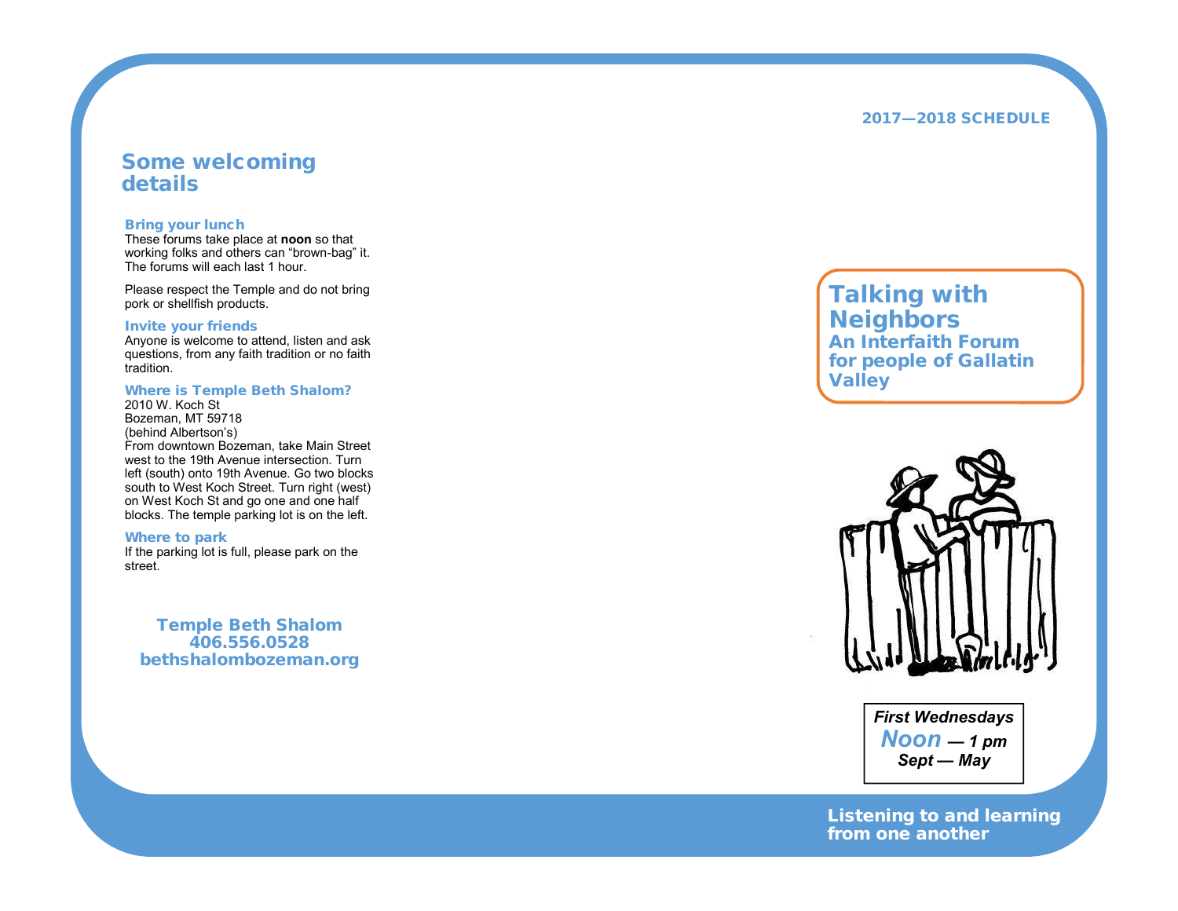## Some welcoming details

### Bring your lunch

These forums take place at **noon** so that working folks and others can “brown-bag” it. The forums will each last 1 hour.

Please respect the Temple and do not bring pork or shellfish products.

### Invite your friends

Anyone is welcome to attend, listen and ask questions, from any faith tradition or no faith tradition.

### Where is Temple Beth Shalom?

2010 W. Koch St
Bozeman, MT 59718
(behind Albertson’s)
From downtown Bozeman, take Main Street west to the 19th Avenue intersection. Turn left (south) onto 19th Avenue. Go two blocks south to West Koch Street. Turn right (west) on West Koch St and go one and one half blocks. The temple parking lot is on the left.

### Where to park

If the parking lot is full, please park on the street.

**Temple Beth Shalom**
**406.556.0528**
**bethshalombozeman.org**

**2017—2018 SCHEDULE**

# Talking with Neighbors

## An Interfaith Forum for people of Gallatin Valley

***First Wednesdays***
***Noon — 1 pm***
***Sept — May***

**Listening to and learning from one another**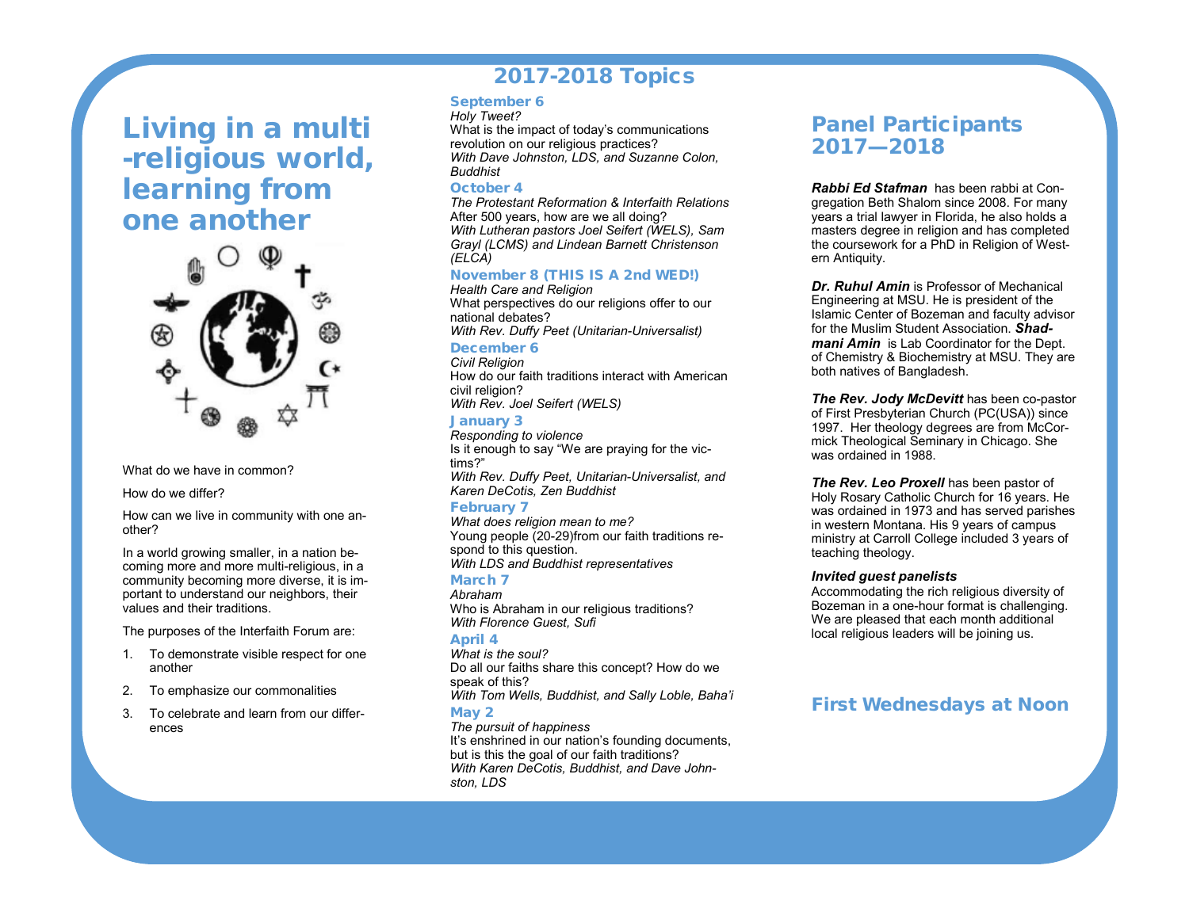# Living in a multi-religious world, learning from one another

What do we have in common?

How do we differ?

How can we live in community with one another?

In a world growing smaller, in a nation becoming more and more multi-religious, in a community becoming more diverse, it is important to understand our neighbors, their values and their traditions.

The purposes of the Interfaith Forum are:

1. To demonstrate visible respect for one another
2. To emphasize our commonalities
3. To celebrate and learn from our differences

## 2017-2018 Topics

### September 6

*Holy Tweet?*
What is the impact of today's communications revolution on our religious practices?
*With Dave Johnston, LDS, and Suzanne Colon, Buddhist*

### October 4

*The Protestant Reformation & Interfaith Relations*
After 500 years, how are we all doing?
*With Lutheran pastors Joel Seifert (WELS), Sam Grayl (LCMS) and Lindean Barnett Christenson (ELCA)*

### November 8 (THIS IS A 2nd WED!)

*Health Care and Religion*
What perspectives do our religions offer to our national debates?
*With Rev. Duffy Peet (Unitarian-Universalist)*

### December 6

*Civil Religion*
How do our faith traditions interact with American civil religion?
*With Rev. Joel Seifert (WELS)*

### January 3

*Responding to violence*
Is it enough to say "We are praying for the victims?"
*With Rev. Duffy Peet, Unitarian-Universalist, and Karen DeCotis, Zen Buddhist*

### February 7

*What does religion mean to me?*
Young people (20-29)from our faith traditions respond to this question.
*With LDS and Buddhist representatives*

### March 7

*Abraham*
Who is Abraham in our religious traditions?
*With Florence Guest, Sufi*

### April 4

*What is the soul?*
Do all our faiths share this concept? How do we speak of this?
*With Tom Wells, Buddhist, and Sally Loble, Baha'i*

### May 2

*The pursuit of happiness*
It's enshrined in our nation's founding documents, but is this the goal of our faith traditions?
*With Karen DeCotis, Buddhist, and Dave Johnston, LDS*

## Panel Participants 2017—2018

***Rabbi Ed Stafman*** has been rabbi at Congregation Beth Shalom since 2008. For many years a trial lawyer in Florida, he also holds a masters degree in religion and has completed the coursework for a PhD in Religion of Western Antiquity.

***Dr. Ruhul Amin*** is Professor of Mechanical Engineering at MSU. He is president of the Islamic Center of Bozeman and faculty advisor for the Muslim Student Association. ***Shadmani Amin*** is Lab Coordinator for the Dept. of Chemistry & Biochemistry at MSU. They are both natives of Bangladesh.

***The Rev. Jody McDevitt*** has been co-pastor of First Presbyterian Church (PC(USA)) since 1997. Her theology degrees are from McCormick Theological Seminary in Chicago. She was ordained in 1988.

***The Rev. Leo Proxell*** has been pastor of Holy Rosary Catholic Church for 16 years. He was ordained in 1973 and has served parishes in western Montana. His 9 years of campus ministry at Carroll College included 3 years of teaching theology.

***Invited guest panelists***
Accommodating the rich religious diversity of Bozeman in a one-hour format is challenging. We are pleased that each month additional local religious leaders will be joining us.

## First Wednesdays at Noon